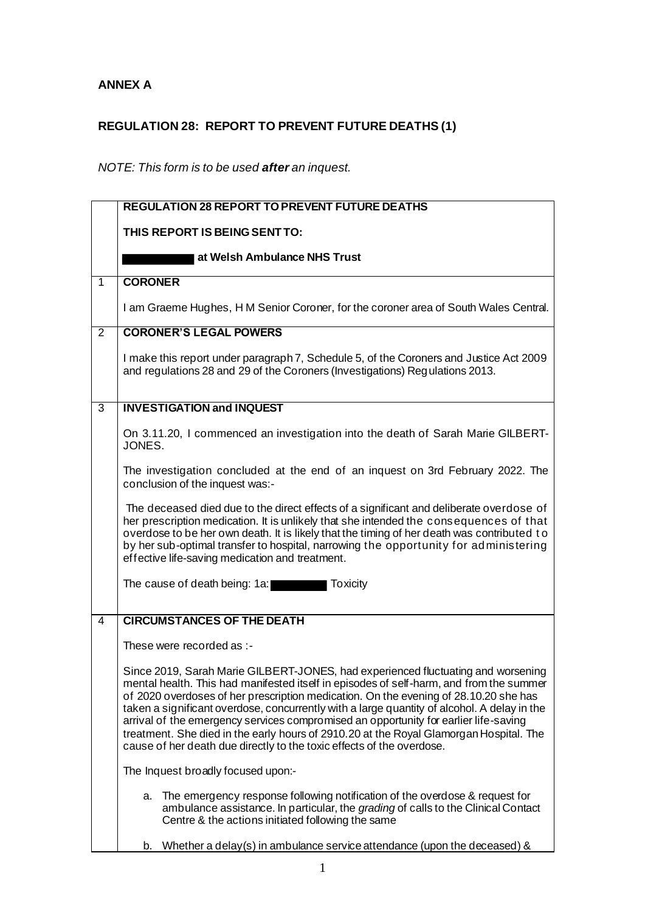**ANNEX A**

**REGULATION 28: REPORT TO PREVENT FUTURE DEATHS (1)**

*NOTE: This form is to be used **after** an inquest.*

| | **REGULATION 28 REPORT TO PREVENT FUTURE DEATHS**<br><br>**THIS REPORT IS BEING SENT TO:**<br><br>**██████ at Welsh Ambulance NHS Trust** |
|---|---|
| 1 | **CORONER**<br><br>I am Graeme Hughes, H M Senior Coroner, for the coroner area of South Wales Central. |
| 2 | **CORONER'S LEGAL POWERS**<br><br>I make this report under paragraph 7, Schedule 5, of the Coroners and Justice Act 2009 and regulations 28 and 29 of the Coroners (Investigations) Regulations 2013. |
| 3 | **INVESTIGATION and INQUEST**<br><br>On 3.11.20, I commenced an investigation into the death of Sarah Marie GILBERT-JONES.<br><br>The investigation concluded at the end of an inquest on 3rd February 2022. The conclusion of the inquest was:-<br><br>The deceased died due to the direct effects of a significant and deliberate overdose of her prescription medication. It is unlikely that she intended the consequences of that overdose to be her own death. It is likely that the timing of her death was contributed to by her sub-optimal transfer to hospital, narrowing the opportunity for administering effective life-saving medication and treatment.<br><br>The cause of death being: 1a: ██████ Toxicity |
| 4 | **CIRCUMSTANCES OF THE DEATH**<br><br>These were recorded as :-<br><br>Since 2019, Sarah Marie GILBERT-JONES, had experienced fluctuating and worsening mental health. This had manifested itself in episodes of self-harm, and from the summer of 2020 overdoses of her prescription medication. On the evening of 28.10.20 she has taken a significant overdose, concurrently with a large quantity of alcohol. A delay in the arrival of the emergency services compromised an opportunity for earlier life-saving treatment. She died in the early hours of 2910.20 at the Royal Glamorgan Hospital. The cause of her death due directly to the toxic effects of the overdose.<br><br>The Inquest broadly focused upon:-<br><br>a. The emergency response following notification of the overdose & request for ambulance assistance. In particular, the *grading* of calls to the Clinical Contact Centre & the actions initiated following the same<br><br>b. Whether a delay(s) in ambulance service attendance (upon the deceased) & |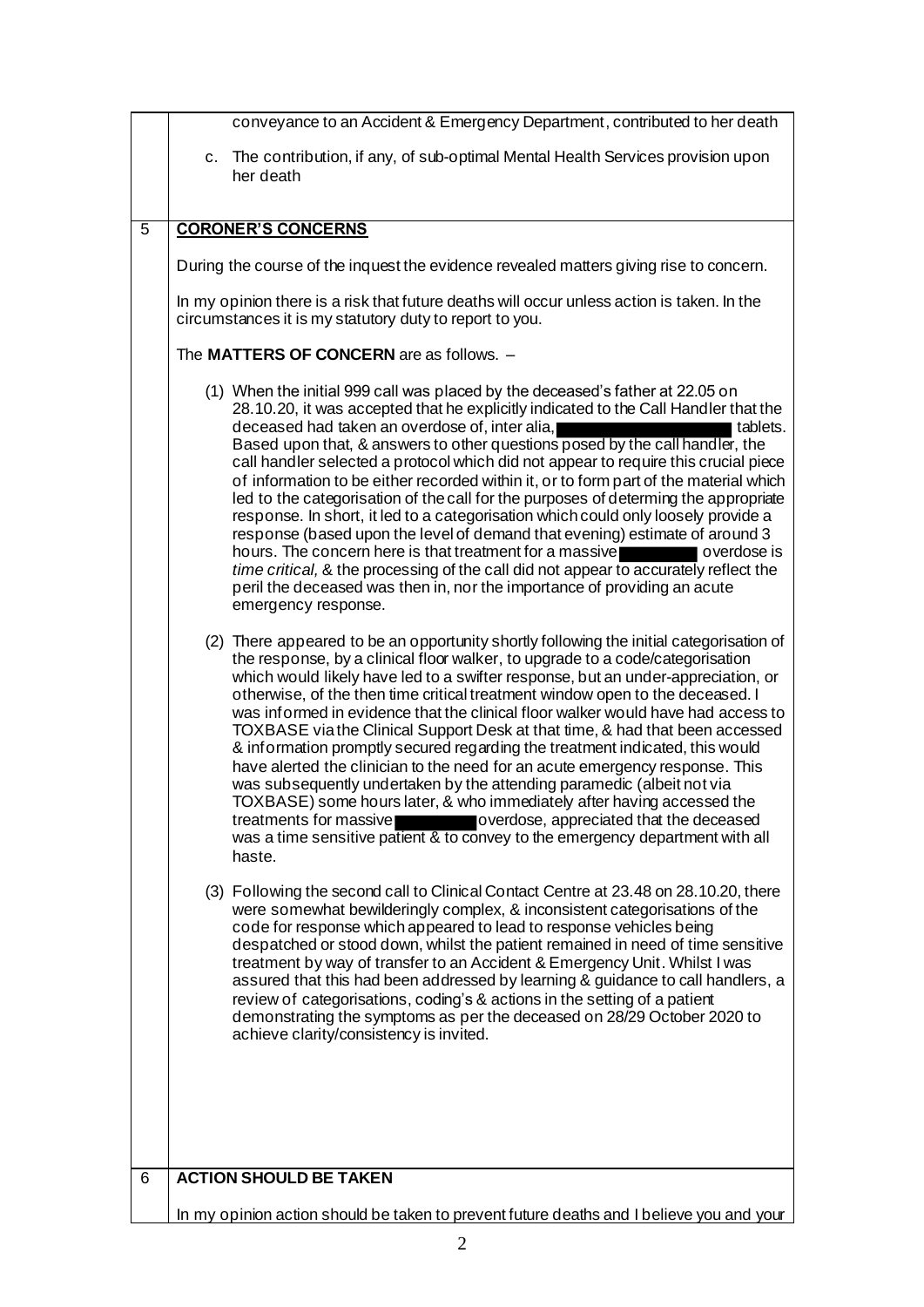conveyance to an Accident & Emergency Department, contributed to her death

c. The contribution, if any, of sub-optimal Mental Health Services provision upon her death

## 5 CORONER'S CONCERNS

During the course of the inquest the evidence revealed matters giving rise to concern.

In my opinion there is a risk that future deaths will occur unless action is taken. In the circumstances it is my statutory duty to report to you.

The **MATTERS OF CONCERN** are as follows. –

(1) When the initial 999 call was placed by the deceased's father at 22.05 on 28.10.20, it was accepted that he explicitly indicated to the Call Handler that the deceased had taken an overdose of, inter alia, ██████████ tablets. Based upon that, & answers to other questions posed by the call handler, the call handler selected a protocol which did not appear to require this crucial piece of information to be either recorded within it, or to form part of the material which led to the categorisation of the call for the purposes of determining the appropriate response. In short, it led to a categorisation which could only loosely provide a response (based upon the level of demand that evening) estimate of around 3 hours. The concern here is that treatment for a massive ████████ overdose is *time critical,* & the processing of the call did not appear to accurately reflect the peril the deceased was then in, nor the importance of providing an acute emergency response.

(2) There appeared to be an opportunity shortly following the initial categorisation of the response, by a clinical floor walker, to upgrade to a code/categorisation which would likely have led to a swifter response, but an under-appreciation, or otherwise, of the then time critical treatment window open to the deceased. I was informed in evidence that the clinical floor walker would have had access to TOXBASE via the Clinical Support Desk at that time, & had that been accessed & information promptly secured regarding the treatment indicated, this would have alerted the clinician to the need for an acute emergency response. This was subsequently undertaken by the attending paramedic (albeit not via TOXBASE) some hours later, & who immediately after having accessed the treatments for massive ████████ overdose, appreciated that the deceased was a time sensitive patient & to convey to the emergency department with all haste.

(3) Following the second call to Clinical Contact Centre at 23.48 on 28.10.20, there were somewhat bewilderingly complex, & inconsistent categorisations of the code for response which appeared to lead to response vehicles being despatched or stood down, whilst the patient remained in need of time sensitive treatment by way of transfer to an Accident & Emergency Unit. Whilst I was assured that this had been addressed by learning & guidance to call handlers, a review of categorisations, coding's & actions in the setting of a patient demonstrating the symptoms as per the deceased on 28/29 October 2020 to achieve clarity/consistency is invited.

## 6 ACTION SHOULD BE TAKEN

In my opinion action should be taken to prevent future deaths and I believe you and your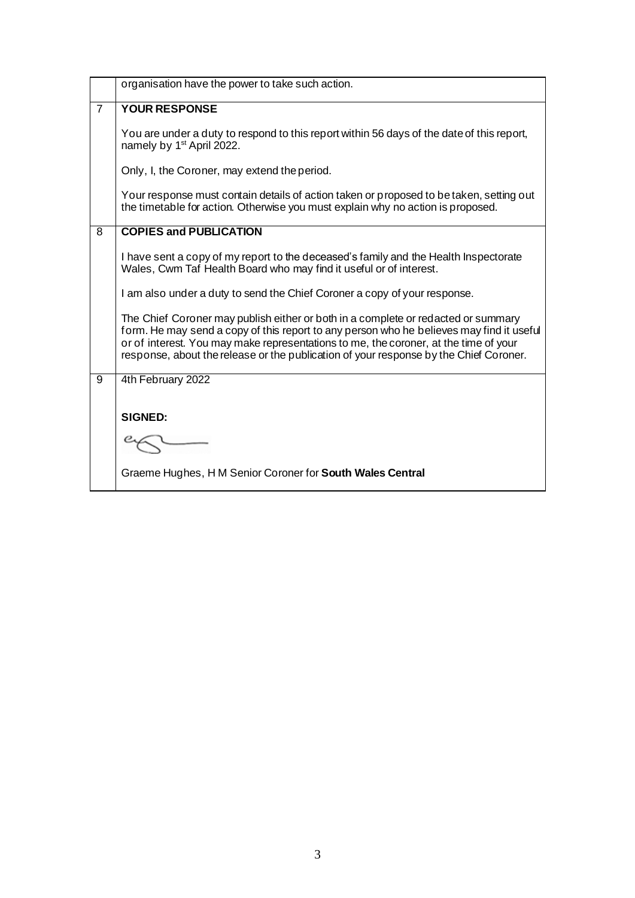| | |
|---|---|
| | organisation have the power to take such action. |
| 7 | **YOUR RESPONSE**<br><br>You are under a duty to respond to this report within 56 days of the date of this report, namely by 1st April 2022.<br><br>Only, I, the Coroner, may extend the period.<br><br>Your response must contain details of action taken or proposed to be taken, setting out the timetable for action. Otherwise you must explain why no action is proposed. |
| 8 | **COPIES and PUBLICATION**<br><br>I have sent a copy of my report to the deceased's family and the Health Inspectorate Wales, Cwm Taf Health Board who may find it useful or of interest.<br><br>I am also under a duty to send the Chief Coroner a copy of your response.<br><br>The Chief Coroner may publish either or both in a complete or redacted or summary form. He may send a copy of this report to any person who he believes may find it useful or of interest. You may make representations to me, the coroner, at the time of your response, about the release or the publication of your response by the Chief Coroner. |
| 9 | 4th February 2022<br><br>**SIGNED:**<br><br>Graeme Hughes, H M Senior Coroner for **South Wales Central** |